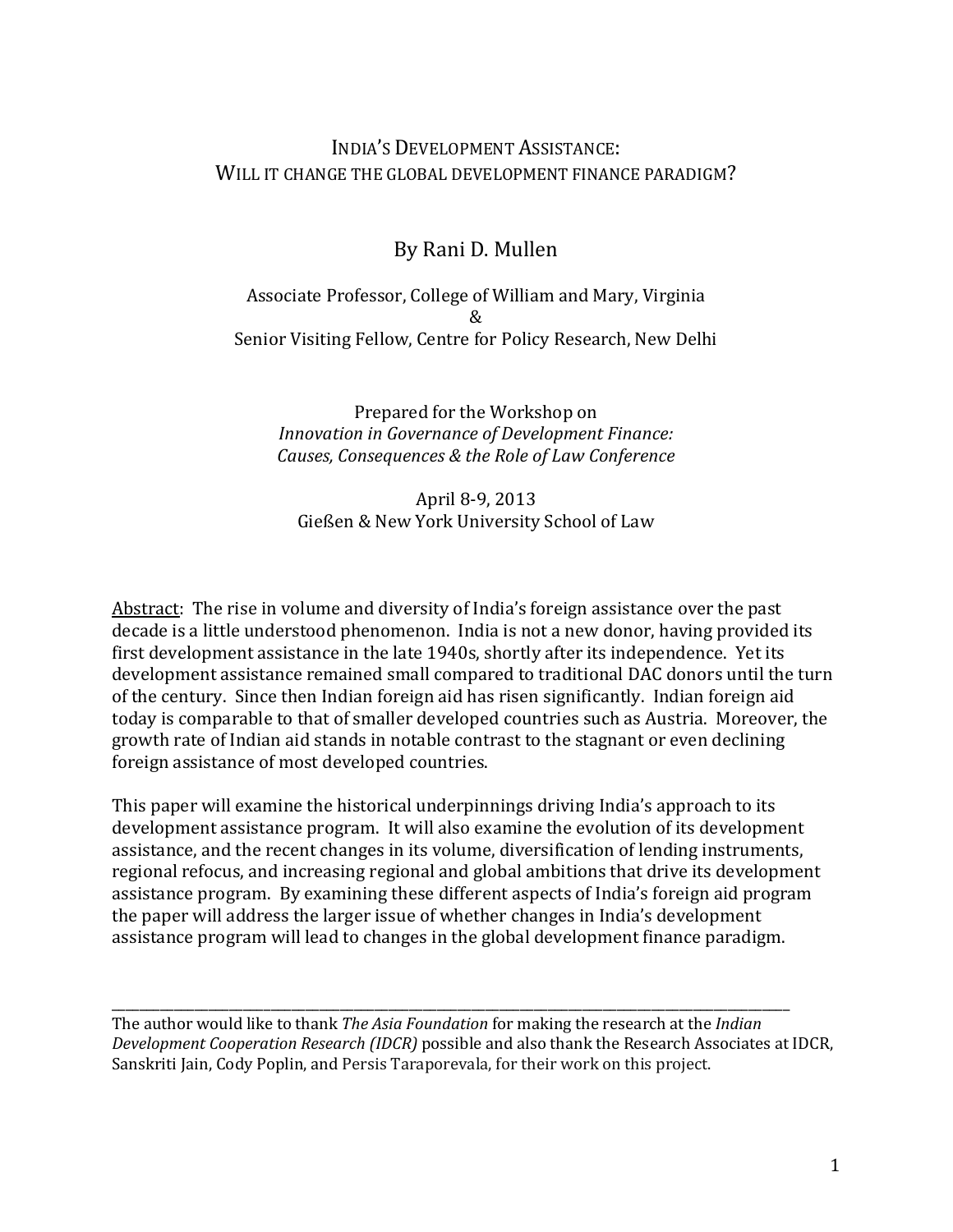# INDIA'S DEVELOPMENT ASSISTANCE: WILL IT CHANGE THE GLOBAL DEVELOPMENT FINANCE PARADIGM?

By Rani D. Mullen

Associate Professor, College of William and Mary, Virginia
&
Senior Visiting Fellow, Centre for Policy Research, New Delhi

Prepared for the Workshop on
*Innovation in Governance of Development Finance: Causes, Consequences & the Role of Law Conference*

April 8-9, 2013
Gießen & New York University School of Law

Abstract: The rise in volume and diversity of India's foreign assistance over the past decade is a little understood phenomenon. India is not a new donor, having provided its first development assistance in the late 1940s, shortly after its independence. Yet its development assistance remained small compared to traditional DAC donors until the turn of the century. Since then Indian foreign aid has risen significantly. Indian foreign aid today is comparable to that of smaller developed countries such as Austria. Moreover, the growth rate of Indian aid stands in notable contrast to the stagnant or even declining foreign assistance of most developed countries.

This paper will examine the historical underpinnings driving India's approach to its development assistance program. It will also examine the evolution of its development assistance, and the recent changes in its volume, diversification of lending instruments, regional refocus, and increasing regional and global ambitions that drive its development assistance program. By examining these different aspects of India's foreign aid program the paper will address the larger issue of whether changes in India's development assistance program will lead to changes in the global development finance paradigm.

---

The author would like to thank *The Asia Foundation* for making the research at the *Indian Development Cooperation Research (IDCR)* possible and also thank the Research Associates at IDCR, Sanskriti Jain, Cody Poplin, and Persis Taraporevala, for their work on this project.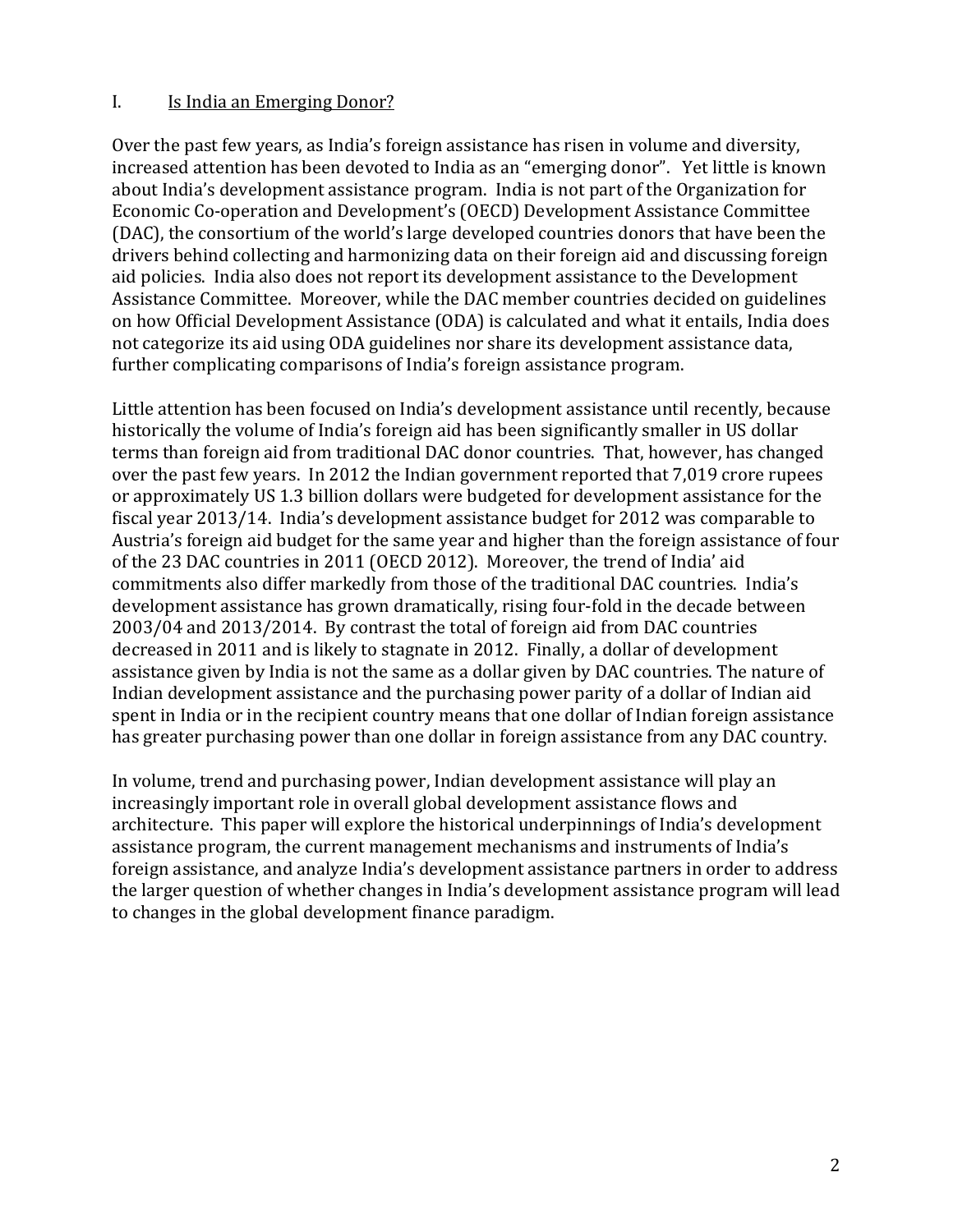## I. Is India an Emerging Donor?

Over the past few years, as India's foreign assistance has risen in volume and diversity, increased attention has been devoted to India as an "emerging donor". Yet little is known about India's development assistance program. India is not part of the Organization for Economic Co-operation and Development's (OECD) Development Assistance Committee (DAC), the consortium of the world's large developed countries donors that have been the drivers behind collecting and harmonizing data on their foreign aid and discussing foreign aid policies. India also does not report its development assistance to the Development Assistance Committee. Moreover, while the DAC member countries decided on guidelines on how Official Development Assistance (ODA) is calculated and what it entails, India does not categorize its aid using ODA guidelines nor share its development assistance data, further complicating comparisons of India's foreign assistance program.

Little attention has been focused on India's development assistance until recently, because historically the volume of India's foreign aid has been significantly smaller in US dollar terms than foreign aid from traditional DAC donor countries. That, however, has changed over the past few years. In 2012 the Indian government reported that 7,019 crore rupees or approximately US 1.3 billion dollars were budgeted for development assistance for the fiscal year 2013/14. India's development assistance budget for 2012 was comparable to Austria's foreign aid budget for the same year and higher than the foreign assistance of four of the 23 DAC countries in 2011 (OECD 2012). Moreover, the trend of India' aid commitments also differ markedly from those of the traditional DAC countries. India's development assistance has grown dramatically, rising four-fold in the decade between 2003/04 and 2013/2014. By contrast the total of foreign aid from DAC countries decreased in 2011 and is likely to stagnate in 2012. Finally, a dollar of development assistance given by India is not the same as a dollar given by DAC countries. The nature of Indian development assistance and the purchasing power parity of a dollar of Indian aid spent in India or in the recipient country means that one dollar of Indian foreign assistance has greater purchasing power than one dollar in foreign assistance from any DAC country.

In volume, trend and purchasing power, Indian development assistance will play an increasingly important role in overall global development assistance flows and architecture. This paper will explore the historical underpinnings of India's development assistance program, the current management mechanisms and instruments of India's foreign assistance, and analyze India's development assistance partners in order to address the larger question of whether changes in India's development assistance program will lead to changes in the global development finance paradigm.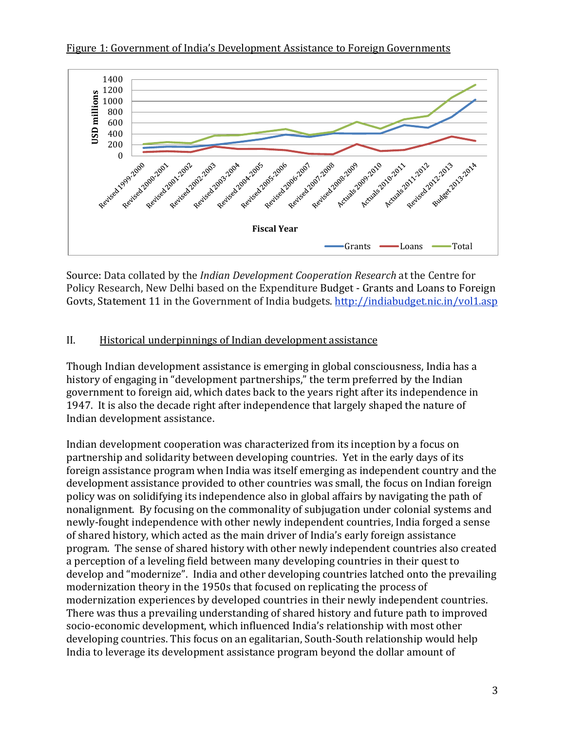Figure 1: Government of India's Development Assistance to Foreign Governments

Source: Data collated by the *Indian Development Cooperation Research* at the Centre for Policy Research, New Delhi based on the Expenditure Budget - Grants and Loans to Foreign Govts, Statement 11 in the Government of India budgets. http://indiabudget.nic.in/vol1.asp

## II. Historical underpinnings of Indian development assistance

Though Indian development assistance is emerging in global consciousness, India has a history of engaging in "development partnerships," the term preferred by the Indian government to foreign aid, which dates back to the years right after its independence in 1947. It is also the decade right after independence that largely shaped the nature of Indian development assistance.

Indian development cooperation was characterized from its inception by a focus on partnership and solidarity between developing countries. Yet in the early days of its foreign assistance program when India was itself emerging as independent country and the development assistance provided to other countries was small, the focus on Indian foreign policy was on solidifying its independence also in global affairs by navigating the path of nonalignment. By focusing on the commonality of subjugation under colonial systems and newly-fought independence with other newly independent countries, India forged a sense of shared history, which acted as the main driver of India's early foreign assistance program. The sense of shared history with other newly independent countries also created a perception of a leveling field between many developing countries in their quest to develop and "modernize". India and other developing countries latched onto the prevailing modernization theory in the 1950s that focused on replicating the process of modernization experiences by developed countries in their newly independent countries. There was thus a prevailing understanding of shared history and future path to improved socio-economic development, which influenced India's relationship with most other developing countries. This focus on an egalitarian, South-South relationship would help India to leverage its development assistance program beyond the dollar amount of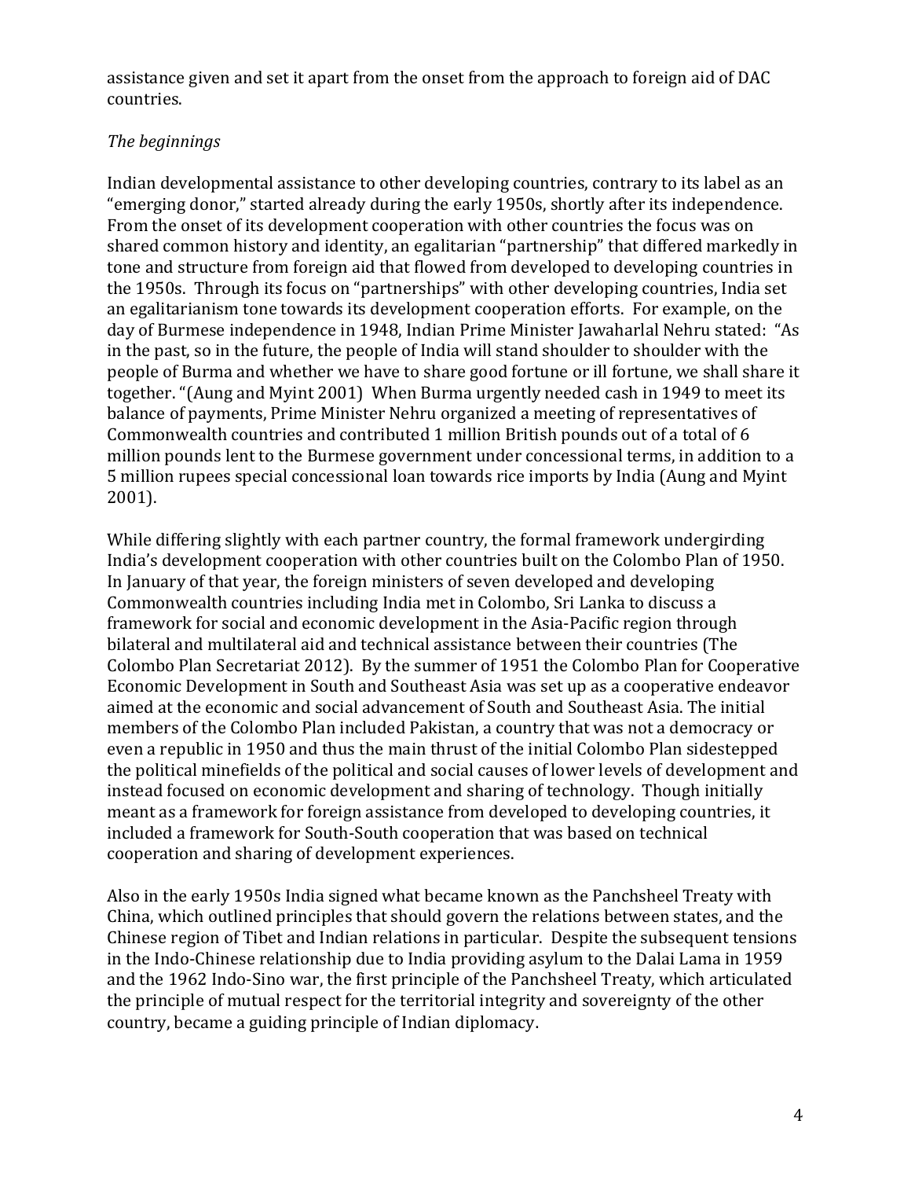assistance given and set it apart from the onset from the approach to foreign aid of DAC countries.

*The beginnings*

Indian developmental assistance to other developing countries, contrary to its label as an "emerging donor," started already during the early 1950s, shortly after its independence. From the onset of its development cooperation with other countries the focus was on shared common history and identity, an egalitarian "partnership" that differed markedly in tone and structure from foreign aid that flowed from developed to developing countries in the 1950s. Through its focus on "partnerships" with other developing countries, India set an egalitarianism tone towards its development cooperation efforts. For example, on the day of Burmese independence in 1948, Indian Prime Minister Jawaharlal Nehru stated: "As in the past, so in the future, the people of India will stand shoulder to shoulder with the people of Burma and whether we have to share good fortune or ill fortune, we shall share it together. "(Aung and Myint 2001) When Burma urgently needed cash in 1949 to meet its balance of payments, Prime Minister Nehru organized a meeting of representatives of Commonwealth countries and contributed 1 million British pounds out of a total of 6 million pounds lent to the Burmese government under concessional terms, in addition to a 5 million rupees special concessional loan towards rice imports by India (Aung and Myint 2001).

While differing slightly with each partner country, the formal framework undergirding India's development cooperation with other countries built on the Colombo Plan of 1950. In January of that year, the foreign ministers of seven developed and developing Commonwealth countries including India met in Colombo, Sri Lanka to discuss a framework for social and economic development in the Asia-Pacific region through bilateral and multilateral aid and technical assistance between their countries (The Colombo Plan Secretariat 2012). By the summer of 1951 the Colombo Plan for Cooperative Economic Development in South and Southeast Asia was set up as a cooperative endeavor aimed at the economic and social advancement of South and Southeast Asia. The initial members of the Colombo Plan included Pakistan, a country that was not a democracy or even a republic in 1950 and thus the main thrust of the initial Colombo Plan sidestepped the political minefields of the political and social causes of lower levels of development and instead focused on economic development and sharing of technology. Though initially meant as a framework for foreign assistance from developed to developing countries, it included a framework for South-South cooperation that was based on technical cooperation and sharing of development experiences.

Also in the early 1950s India signed what became known as the Panchsheel Treaty with China, which outlined principles that should govern the relations between states, and the Chinese region of Tibet and Indian relations in particular. Despite the subsequent tensions in the Indo-Chinese relationship due to India providing asylum to the Dalai Lama in 1959 and the 1962 Indo-Sino war, the first principle of the Panchsheel Treaty, which articulated the principle of mutual respect for the territorial integrity and sovereignty of the other country, became a guiding principle of Indian diplomacy.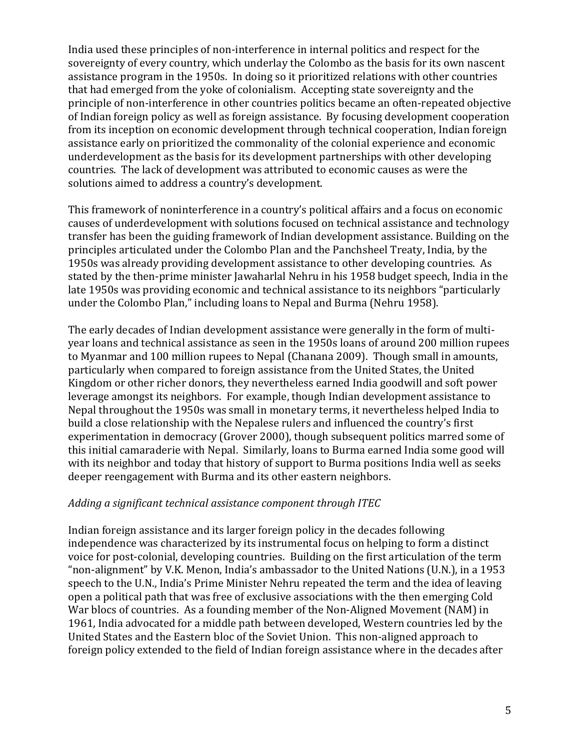India used these principles of non-interference in internal politics and respect for the sovereignty of every country, which underlay the Colombo as the basis for its own nascent assistance program in the 1950s. In doing so it prioritized relations with other countries that had emerged from the yoke of colonialism. Accepting state sovereignty and the principle of non-interference in other countries politics became an often-repeated objective of Indian foreign policy as well as foreign assistance. By focusing development cooperation from its inception on economic development through technical cooperation, Indian foreign assistance early on prioritized the commonality of the colonial experience and economic underdevelopment as the basis for its development partnerships with other developing countries. The lack of development was attributed to economic causes as were the solutions aimed to address a country's development.

This framework of noninterference in a country's political affairs and a focus on economic causes of underdevelopment with solutions focused on technical assistance and technology transfer has been the guiding framework of Indian development assistance. Building on the principles articulated under the Colombo Plan and the Panchsheel Treaty, India, by the 1950s was already providing development assistance to other developing countries. As stated by the then-prime minister Jawaharlal Nehru in his 1958 budget speech, India in the late 1950s was providing economic and technical assistance to its neighbors "particularly under the Colombo Plan," including loans to Nepal and Burma (Nehru 1958).

The early decades of Indian development assistance were generally in the form of multi-year loans and technical assistance as seen in the 1950s loans of around 200 million rupees to Myanmar and 100 million rupees to Nepal (Chanana 2009). Though small in amounts, particularly when compared to foreign assistance from the United States, the United Kingdom or other richer donors, they nevertheless earned India goodwill and soft power leverage amongst its neighbors. For example, though Indian development assistance to Nepal throughout the 1950s was small in monetary terms, it nevertheless helped India to build a close relationship with the Nepalese rulers and influenced the country's first experimentation in democracy (Grover 2000), though subsequent politics marred some of this initial camaraderie with Nepal. Similarly, loans to Burma earned India some good will with its neighbor and today that history of support to Burma positions India well as seeks deeper reengagement with Burma and its other eastern neighbors.

*Adding a significant technical assistance component through ITEC*

Indian foreign assistance and its larger foreign policy in the decades following independence was characterized by its instrumental focus on helping to form a distinct voice for post-colonial, developing countries. Building on the first articulation of the term "non-alignment" by V.K. Menon, India's ambassador to the United Nations (U.N.), in a 1953 speech to the U.N., India's Prime Minister Nehru repeated the term and the idea of leaving open a political path that was free of exclusive associations with the then emerging Cold War blocs of countries. As a founding member of the Non-Aligned Movement (NAM) in 1961, India advocated for a middle path between developed, Western countries led by the United States and the Eastern bloc of the Soviet Union. This non-aligned approach to foreign policy extended to the field of Indian foreign assistance where in the decades after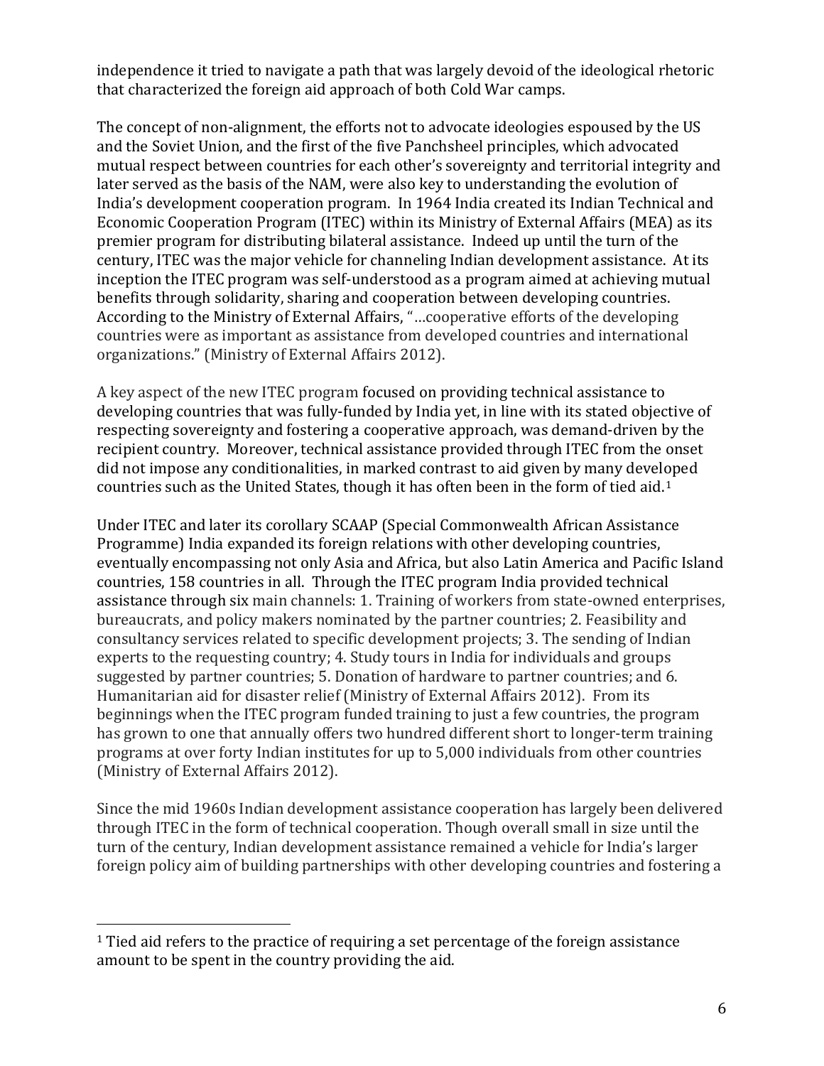independence it tried to navigate a path that was largely devoid of the ideological rhetoric that characterized the foreign aid approach of both Cold War camps.

The concept of non-alignment, the efforts not to advocate ideologies espoused by the US and the Soviet Union, and the first of the five Panchsheel principles, which advocated mutual respect between countries for each other's sovereignty and territorial integrity and later served as the basis of the NAM, were also key to understanding the evolution of India's development cooperation program. In 1964 India created its Indian Technical and Economic Cooperation Program (ITEC) within its Ministry of External Affairs (MEA) as its premier program for distributing bilateral assistance. Indeed up until the turn of the century, ITEC was the major vehicle for channeling Indian development assistance. At its inception the ITEC program was self-understood as a program aimed at achieving mutual benefits through solidarity, sharing and cooperation between developing countries. According to the Ministry of External Affairs, "…cooperative efforts of the developing countries were as important as assistance from developed countries and international organizations." (Ministry of External Affairs 2012).

A key aspect of the new ITEC program focused on providing technical assistance to developing countries that was fully-funded by India yet, in line with its stated objective of respecting sovereignty and fostering a cooperative approach, was demand-driven by the recipient country. Moreover, technical assistance provided through ITEC from the onset did not impose any conditionalities, in marked contrast to aid given by many developed countries such as the United States, though it has often been in the form of tied aid.[1]

Under ITEC and later its corollary SCAAP (Special Commonwealth African Assistance Programme) India expanded its foreign relations with other developing countries, eventually encompassing not only Asia and Africa, but also Latin America and Pacific Island countries, 158 countries in all. Through the ITEC program India provided technical assistance through six main channels: 1. Training of workers from state-owned enterprises, bureaucrats, and policy makers nominated by the partner countries; 2. Feasibility and consultancy services related to specific development projects; 3. The sending of Indian experts to the requesting country; 4. Study tours in India for individuals and groups suggested by partner countries; 5. Donation of hardware to partner countries; and 6. Humanitarian aid for disaster relief (Ministry of External Affairs 2012). From its beginnings when the ITEC program funded training to just a few countries, the program has grown to one that annually offers two hundred different short to longer-term training programs at over forty Indian institutes for up to 5,000 individuals from other countries (Ministry of External Affairs 2012).

Since the mid 1960s Indian development assistance cooperation has largely been delivered through ITEC in the form of technical cooperation. Though overall small in size until the turn of the century, Indian development assistance remained a vehicle for India's larger foreign policy aim of building partnerships with other developing countries and fostering a

---

[1] Tied aid refers to the practice of requiring a set percentage of the foreign assistance amount to be spent in the country providing the aid.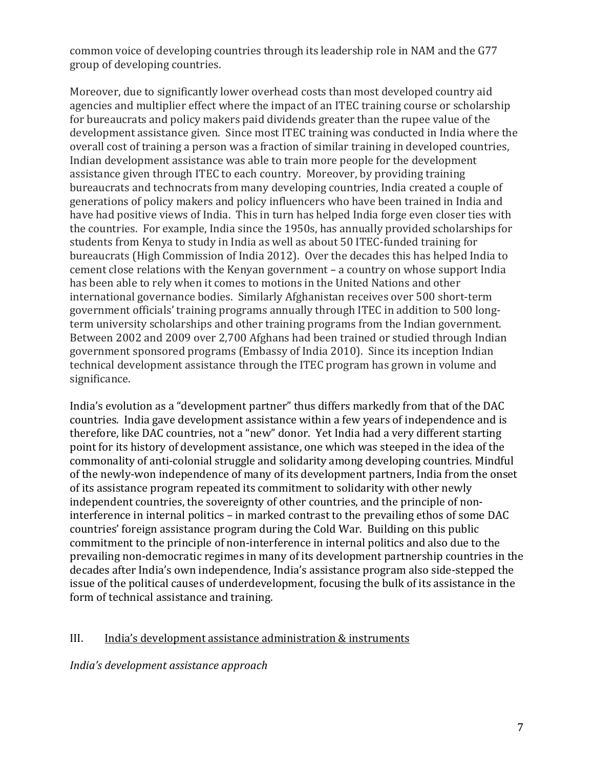common voice of developing countries through its leadership role in NAM and the G77 group of developing countries.

Moreover, due to significantly lower overhead costs than most developed country aid agencies and multiplier effect where the impact of an ITEC training course or scholarship for bureaucrats and policy makers paid dividends greater than the rupee value of the development assistance given. Since most ITEC training was conducted in India where the overall cost of training a person was a fraction of similar training in developed countries, Indian development assistance was able to train more people for the development assistance given through ITEC to each country. Moreover, by providing training bureaucrats and technocrats from many developing countries, India created a couple of generations of policy makers and policy influencers who have been trained in India and have had positive views of India. This in turn has helped India forge even closer ties with the countries. For example, India since the 1950s, has annually provided scholarships for students from Kenya to study in India as well as about 50 ITEC-funded training for bureaucrats (High Commission of India 2012). Over the decades this has helped India to cement close relations with the Kenyan government – a country on whose support India has been able to rely when it comes to motions in the United Nations and other international governance bodies. Similarly Afghanistan receives over 500 short-term government officials' training programs annually through ITEC in addition to 500 long-term university scholarships and other training programs from the Indian government. Between 2002 and 2009 over 2,700 Afghans had been trained or studied through Indian government sponsored programs (Embassy of India 2010). Since its inception Indian technical development assistance through the ITEC program has grown in volume and significance.

India's evolution as a "development partner" thus differs markedly from that of the DAC countries. India gave development assistance within a few years of independence and is therefore, like DAC countries, not a "new" donor. Yet India had a very different starting point for its history of development assistance, one which was steeped in the idea of the commonality of anti-colonial struggle and solidarity among developing countries. Mindful of the newly-won independence of many of its development partners, India from the onset of its assistance program repeated its commitment to solidarity with other newly independent countries, the sovereignty of other countries, and the principle of non-interference in internal politics – in marked contrast to the prevailing ethos of some DAC countries' foreign assistance program during the Cold War. Building on this public commitment to the principle of non-interference in internal politics and also due to the prevailing non-democratic regimes in many of its development partnership countries in the decades after India's own independence, India's assistance program also side-stepped the issue of the political causes of underdevelopment, focusing the bulk of its assistance in the form of technical assistance and training.

## III. <u>India's development assistance administration & instruments</u>

*India's development assistance approach*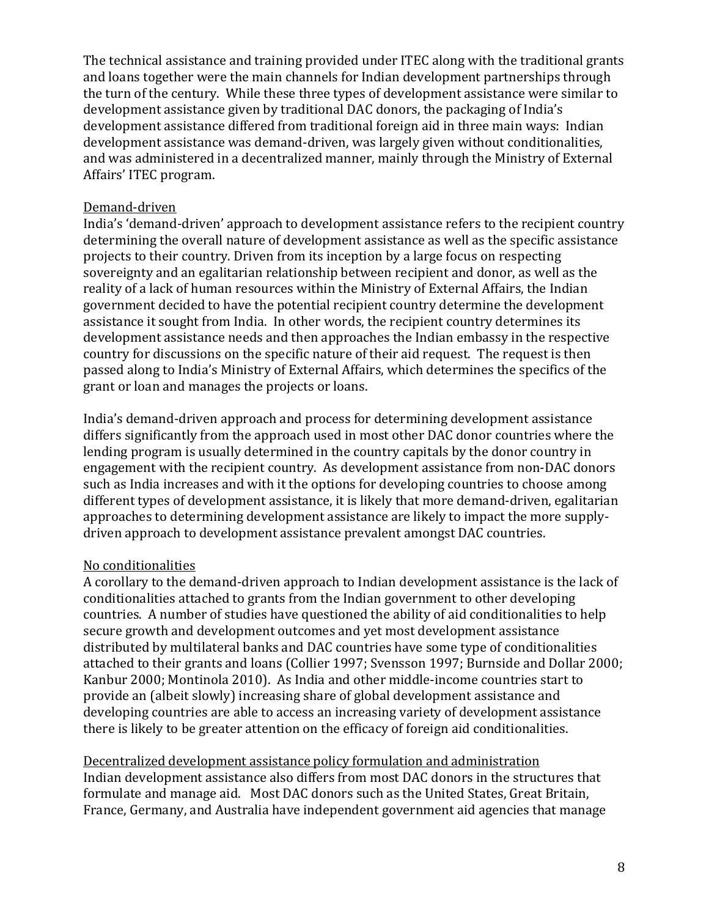The technical assistance and training provided under ITEC along with the traditional grants and loans together were the main channels for Indian development partnerships through the turn of the century. While these three types of development assistance were similar to development assistance given by traditional DAC donors, the packaging of India's development assistance differed from traditional foreign aid in three main ways: Indian development assistance was demand-driven, was largely given without conditionalities, and was administered in a decentralized manner, mainly through the Ministry of External Affairs' ITEC program.

<u>Demand-driven</u>

India's 'demand-driven' approach to development assistance refers to the recipient country determining the overall nature of development assistance as well as the specific assistance projects to their country. Driven from its inception by a large focus on respecting sovereignty and an egalitarian relationship between recipient and donor, as well as the reality of a lack of human resources within the Ministry of External Affairs, the Indian government decided to have the potential recipient country determine the development assistance it sought from India. In other words, the recipient country determines its development assistance needs and then approaches the Indian embassy in the respective country for discussions on the specific nature of their aid request. The request is then passed along to India's Ministry of External Affairs, which determines the specifics of the grant or loan and manages the projects or loans.

India's demand-driven approach and process for determining development assistance differs significantly from the approach used in most other DAC donor countries where the lending program is usually determined in the country capitals by the donor country in engagement with the recipient country. As development assistance from non-DAC donors such as India increases and with it the options for developing countries to choose among different types of development assistance, it is likely that more demand-driven, egalitarian approaches to determining development assistance are likely to impact the more supply-driven approach to development assistance prevalent amongst DAC countries.

<u>No conditionalities</u>

A corollary to the demand-driven approach to Indian development assistance is the lack of conditionalities attached to grants from the Indian government to other developing countries. A number of studies have questioned the ability of aid conditionalities to help secure growth and development outcomes and yet most development assistance distributed by multilateral banks and DAC countries have some type of conditionalities attached to their grants and loans (Collier 1997; Svensson 1997; Burnside and Dollar 2000; Kanbur 2000; Montinola 2010). As India and other middle-income countries start to provide an (albeit slowly) increasing share of global development assistance and developing countries are able to access an increasing variety of development assistance there is likely to be greater attention on the efficacy of foreign aid conditionalities.

<u>Decentralized development assistance policy formulation and administration</u>

Indian development assistance also differs from most DAC donors in the structures that formulate and manage aid. Most DAC donors such as the United States, Great Britain, France, Germany, and Australia have independent government aid agencies that manage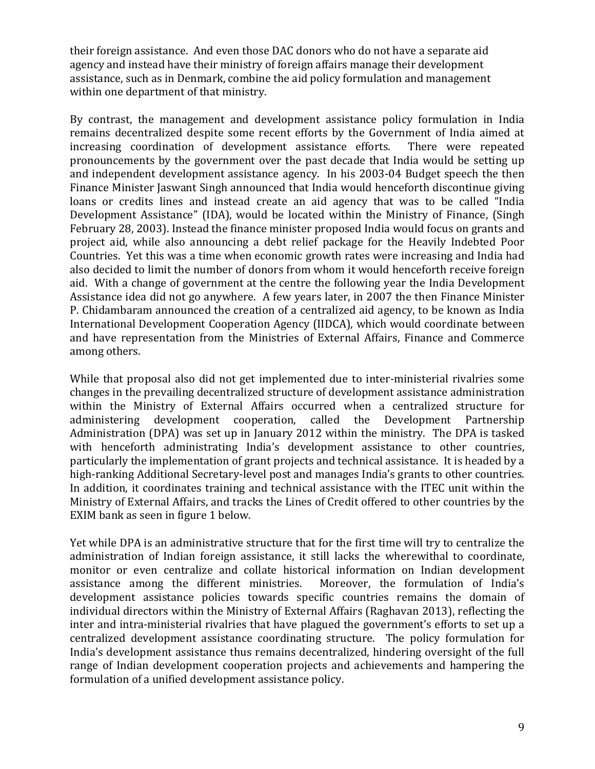their foreign assistance. And even those DAC donors who do not have a separate aid agency and instead have their ministry of foreign affairs manage their development assistance, such as in Denmark, combine the aid policy formulation and management within one department of that ministry.

By contrast, the management and development assistance policy formulation in India remains decentralized despite some recent efforts by the Government of India aimed at increasing coordination of development assistance efforts. There were repeated pronouncements by the government over the past decade that India would be setting up and independent development assistance agency. In his 2003-04 Budget speech the then Finance Minister Jaswant Singh announced that India would henceforth discontinue giving loans or credits lines and instead create an aid agency that was to be called "India Development Assistance" (IDA), would be located within the Ministry of Finance, (Singh February 28, 2003). Instead the finance minister proposed India would focus on grants and project aid, while also announcing a debt relief package for the Heavily Indebted Poor Countries. Yet this was a time when economic growth rates were increasing and India had also decided to limit the number of donors from whom it would henceforth receive foreign aid. With a change of government at the centre the following year the India Development Assistance idea did not go anywhere. A few years later, in 2007 the then Finance Minister P. Chidambaram announced the creation of a centralized aid agency, to be known as India International Development Cooperation Agency (IIDCA), which would coordinate between and have representation from the Ministries of External Affairs, Finance and Commerce among others.

While that proposal also did not get implemented due to inter-ministerial rivalries some changes in the prevailing decentralized structure of development assistance administration within the Ministry of External Affairs occurred when a centralized structure for administering development cooperation, called the Development Partnership Administration (DPA) was set up in January 2012 within the ministry. The DPA is tasked with henceforth administrating India's development assistance to other countries, particularly the implementation of grant projects and technical assistance. It is headed by a high-ranking Additional Secretary-level post and manages India's grants to other countries. In addition, it coordinates training and technical assistance with the ITEC unit within the Ministry of External Affairs, and tracks the Lines of Credit offered to other countries by the EXIM bank as seen in figure 1 below.

Yet while DPA is an administrative structure that for the first time will try to centralize the administration of Indian foreign assistance, it still lacks the wherewithal to coordinate, monitor or even centralize and collate historical information on Indian development assistance among the different ministries. Moreover, the formulation of India's development assistance policies towards specific countries remains the domain of individual directors within the Ministry of External Affairs (Raghavan 2013), reflecting the inter and intra-ministerial rivalries that have plagued the government's efforts to set up a centralized development assistance coordinating structure. The policy formulation for India's development assistance thus remains decentralized, hindering oversight of the full range of Indian development cooperation projects and achievements and hampering the formulation of a unified development assistance policy.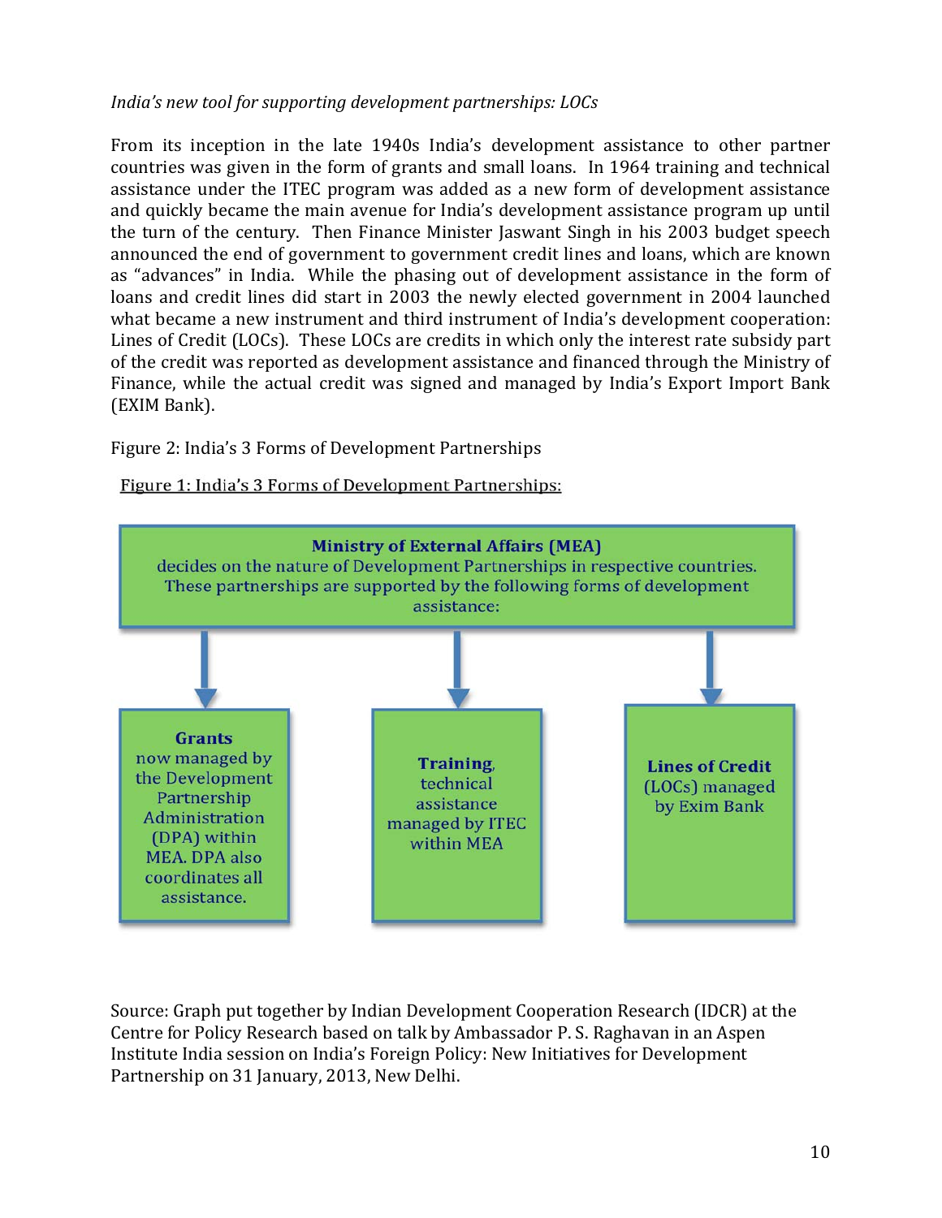*India's new tool for supporting development partnerships: LOCs*

From its inception in the late 1940s India's development assistance to other partner countries was given in the form of grants and small loans. In 1964 training and technical assistance under the ITEC program was added as a new form of development assistance and quickly became the main avenue for India's development assistance program up until the turn of the century. Then Finance Minister Jaswant Singh in his 2003 budget speech announced the end of government to government credit lines and loans, which are known as "advances" in India. While the phasing out of development assistance in the form of loans and credit lines did start in 2003 the newly elected government in 2004 launched what became a new instrument and third instrument of India's development cooperation: Lines of Credit (LOCs). These LOCs are credits in which only the interest rate subsidy part of the credit was reported as development assistance and financed through the Ministry of Finance, while the actual credit was signed and managed by India's Export Import Bank (EXIM Bank).

Figure 2: India's 3 Forms of Development Partnerships

Figure 1: India's 3 Forms of Development Partnerships:

**Ministry of External Affairs (MEA)**
decides on the nature of Development Partnerships in respective countries. These partnerships are supported by the following forms of development assistance:

- **Grants** now managed by the Development Partnership Administration (DPA) within MEA. DPA also coordinates all assistance.
- **Training**, technical assistance managed by ITEC within MEA
- **Lines of Credit** (LOCs) managed by Exim Bank

Source: Graph put together by Indian Development Cooperation Research (IDCR) at the Centre for Policy Research based on talk by Ambassador P. S. Raghavan in an Aspen Institute India session on India's Foreign Policy: New Initiatives for Development Partnership on 31 January, 2013, New Delhi.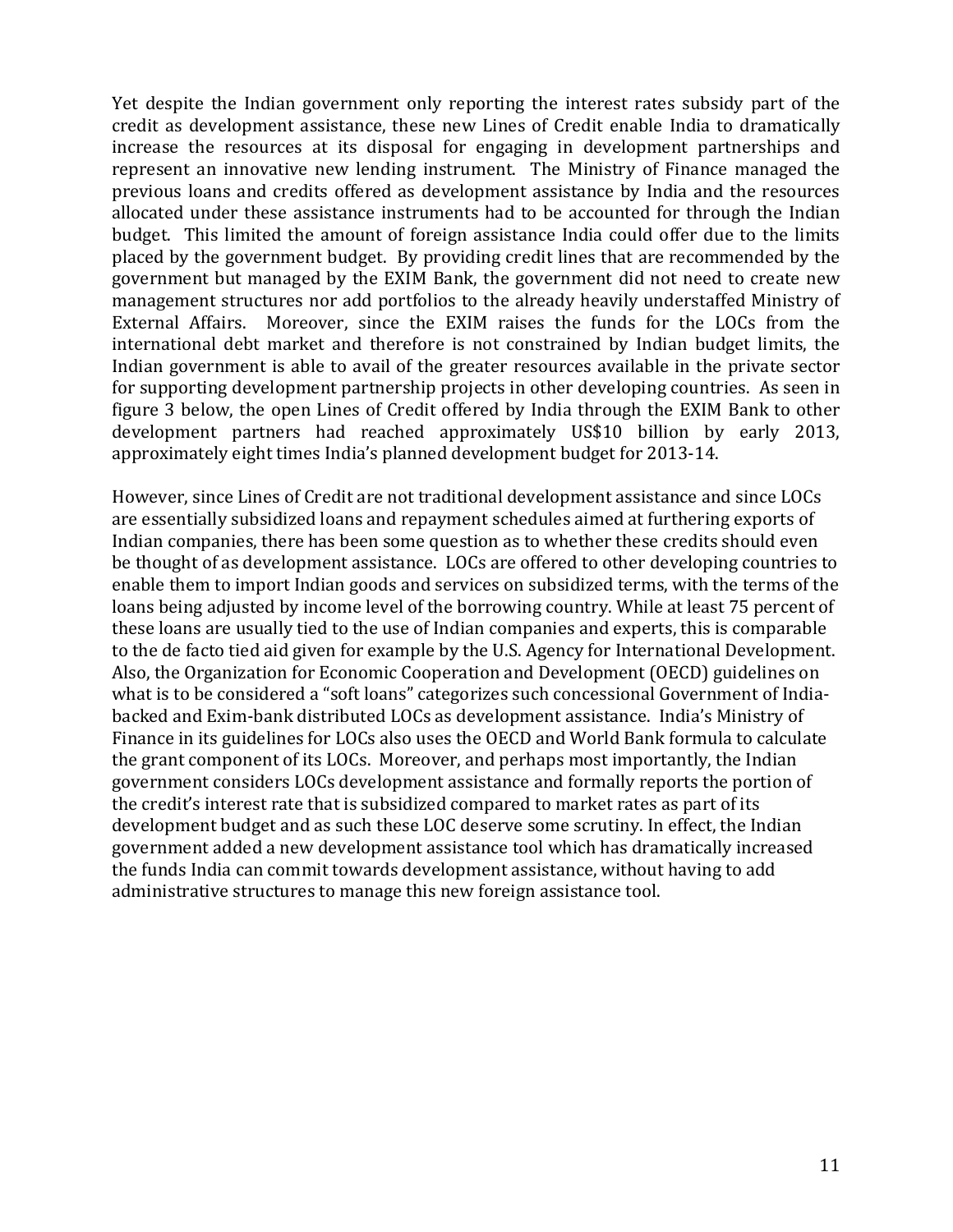Yet despite the Indian government only reporting the interest rates subsidy part of the credit as development assistance, these new Lines of Credit enable India to dramatically increase the resources at its disposal for engaging in development partnerships and represent an innovative new lending instrument. The Ministry of Finance managed the previous loans and credits offered as development assistance by India and the resources allocated under these assistance instruments had to be accounted for through the Indian budget. This limited the amount of foreign assistance India could offer due to the limits placed by the government budget. By providing credit lines that are recommended by the government but managed by the EXIM Bank, the government did not need to create new management structures nor add portfolios to the already heavily understaffed Ministry of External Affairs. Moreover, since the EXIM raises the funds for the LOCs from the international debt market and therefore is not constrained by Indian budget limits, the Indian government is able to avail of the greater resources available in the private sector for supporting development partnership projects in other developing countries. As seen in figure 3 below, the open Lines of Credit offered by India through the EXIM Bank to other development partners had reached approximately US$10 billion by early 2013, approximately eight times India's planned development budget for 2013-14.

However, since Lines of Credit are not traditional development assistance and since LOCs are essentially subsidized loans and repayment schedules aimed at furthering exports of Indian companies, there has been some question as to whether these credits should even be thought of as development assistance. LOCs are offered to other developing countries to enable them to import Indian goods and services on subsidized terms, with the terms of the loans being adjusted by income level of the borrowing country. While at least 75 percent of these loans are usually tied to the use of Indian companies and experts, this is comparable to the de facto tied aid given for example by the U.S. Agency for International Development. Also, the Organization for Economic Cooperation and Development (OECD) guidelines on what is to be considered a "soft loans" categorizes such concessional Government of India-backed and Exim-bank distributed LOCs as development assistance. India's Ministry of Finance in its guidelines for LOCs also uses the OECD and World Bank formula to calculate the grant component of its LOCs. Moreover, and perhaps most importantly, the Indian government considers LOCs development assistance and formally reports the portion of the credit's interest rate that is subsidized compared to market rates as part of its development budget and as such these LOC deserve some scrutiny. In effect, the Indian government added a new development assistance tool which has dramatically increased the funds India can commit towards development assistance, without having to add administrative structures to manage this new foreign assistance tool.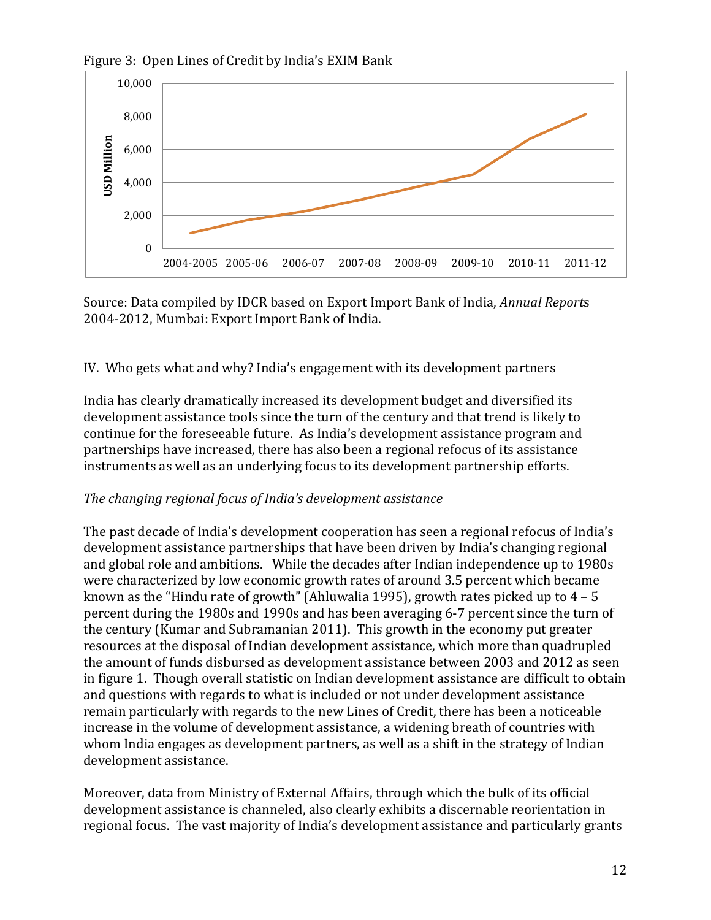Figure 3: Open Lines of Credit by India's EXIM Bank

Source: Data compiled by IDCR based on Export Import Bank of India, *Annual Reports* 2004-2012, Mumbai: Export Import Bank of India.

## IV. Who gets what and why? India's engagement with its development partners

India has clearly dramatically increased its development budget and diversified its development assistance tools since the turn of the century and that trend is likely to continue for the foreseeable future. As India's development assistance program and partnerships have increased, there has also been a regional refocus of its assistance instruments as well as an underlying focus to its development partnership efforts.

### *The changing regional focus of India's development assistance*

The past decade of India's development cooperation has seen a regional refocus of India's development assistance partnerships that have been driven by India's changing regional and global role and ambitions. While the decades after Indian independence up to 1980s were characterized by low economic growth rates of around 3.5 percent which became known as the "Hindu rate of growth" (Ahluwalia 1995), growth rates picked up to 4 – 5 percent during the 1980s and 1990s and has been averaging 6-7 percent since the turn of the century (Kumar and Subramanian 2011). This growth in the economy put greater resources at the disposal of Indian development assistance, which more than quadrupled the amount of funds disbursed as development assistance between 2003 and 2012 as seen in figure 1. Though overall statistic on Indian development assistance are difficult to obtain and questions with regards to what is included or not under development assistance remain particularly with regards to the new Lines of Credit, there has been a noticeable increase in the volume of development assistance, a widening breath of countries with whom India engages as development partners, as well as a shift in the strategy of Indian development assistance.

Moreover, data from Ministry of External Affairs, through which the bulk of its official development assistance is channeled, also clearly exhibits a discernable reorientation in regional focus. The vast majority of India's development assistance and particularly grants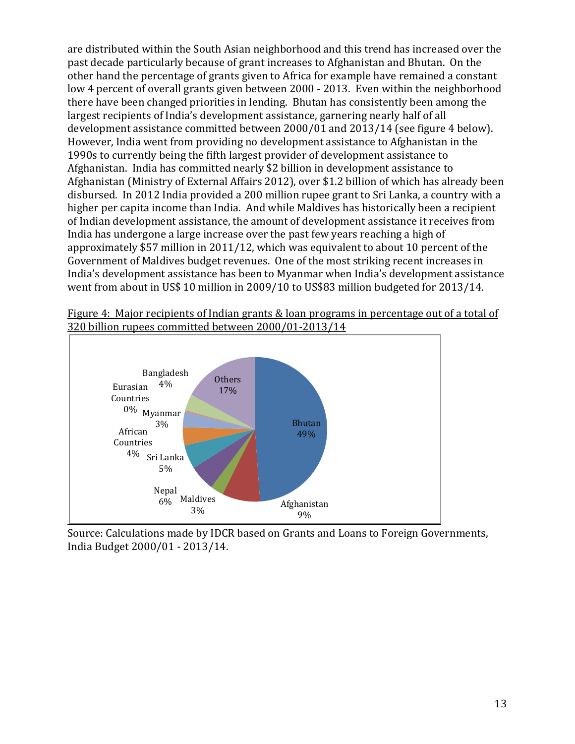are distributed within the South Asian neighborhood and this trend has increased over the past decade particularly because of grant increases to Afghanistan and Bhutan. On the other hand the percentage of grants given to Africa for example have remained a constant low 4 percent of overall grants given between 2000 - 2013. Even within the neighborhood there have been changed priorities in lending. Bhutan has consistently been among the largest recipients of India's development assistance, garnering nearly half of all development assistance committed between 2000/01 and 2013/14 (see figure 4 below). However, India went from providing no development assistance to Afghanistan in the 1990s to currently being the fifth largest provider of development assistance to Afghanistan. India has committed nearly $2 billion in development assistance to Afghanistan (Ministry of External Affairs 2012), over $1.2 billion of which has already been disbursed. In 2012 India provided a 200 million rupee grant to Sri Lanka, a country with a higher per capita income than India. And while Maldives has historically been a recipient of Indian development assistance, the amount of development assistance it receives from India has undergone a large increase over the past few years reaching a high of approximately $57 million in 2011/12, which was equivalent to about 10 percent of the Government of Maldives budget revenues. One of the most striking recent increases in India's development assistance has been to Myanmar when India's development assistance went from about in US$ 10 million in 2009/10 to US$83 million budgeted for 2013/14.

Figure 4: Major recipients of Indian grants & loan programs in percentage out of a total of 320 billion rupees committed between 2000/01-2013/14

| Recipient | Share |
| --- | --- |
| Bhutan | 49% |
| Afghanistan | 9% |
| Maldives | 3% |
| Nepal | 6% |
| Sri Lanka | 5% |
| African Countries | 4% |
| Myanmar | 3% |
| Eurasian Countries | 0% |
| Bangladesh | 4% |
| Others | 17% |

Source: Calculations made by IDCR based on Grants and Loans to Foreign Governments, India Budget 2000/01 - 2013/14.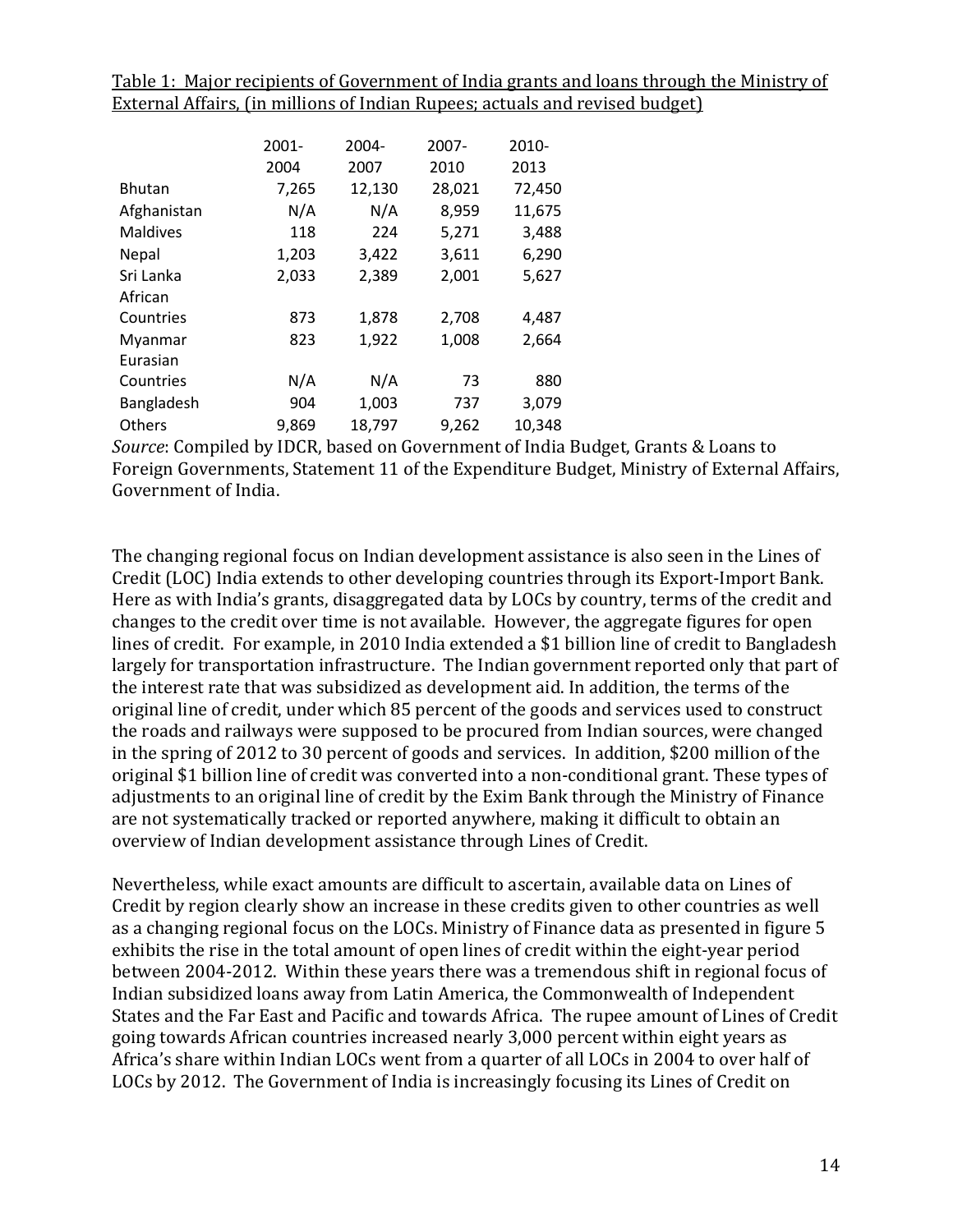Table 1: Major recipients of Government of India grants and loans through the Ministry of External Affairs, (in millions of Indian Rupees; actuals and revised budget)

| | 2001-2004 | 2004-2007 | 2007-2010 | 2010-2013 |
|---|---|---|---|---|
| Bhutan | 7,265 | 12,130 | 28,021 | 72,450 |
| Afghanistan | N/A | N/A | 8,959 | 11,675 |
| Maldives | 118 | 224 | 5,271 | 3,488 |
| Nepal | 1,203 | 3,422 | 3,611 | 6,290 |
| Sri Lanka | 2,033 | 2,389 | 2,001 | 5,627 |
| African Countries | 873 | 1,878 | 2,708 | 4,487 |
| Myanmar | 823 | 1,922 | 1,008 | 2,664 |
| Eurasian Countries | N/A | N/A | 73 | 880 |
| Bangladesh | 904 | 1,003 | 737 | 3,079 |
| Others | 9,869 | 18,797 | 9,262 | 10,348 |

*Source*: Compiled by IDCR, based on Government of India Budget, Grants & Loans to Foreign Governments, Statement 11 of the Expenditure Budget, Ministry of External Affairs, Government of India.

The changing regional focus on Indian development assistance is also seen in the Lines of Credit (LOC) India extends to other developing countries through its Export-Import Bank. Here as with India's grants, disaggregated data by LOCs by country, terms of the credit and changes to the credit over time is not available. However, the aggregate figures for open lines of credit. For example, in 2010 India extended a $1 billion line of credit to Bangladesh largely for transportation infrastructure. The Indian government reported only that part of the interest rate that was subsidized as development aid. In addition, the terms of the original line of credit, under which 85 percent of the goods and services used to construct the roads and railways were supposed to be procured from Indian sources, were changed in the spring of 2012 to 30 percent of goods and services. In addition, $200 million of the original $1 billion line of credit was converted into a non-conditional grant. These types of adjustments to an original line of credit by the Exim Bank through the Ministry of Finance are not systematically tracked or reported anywhere, making it difficult to obtain an overview of Indian development assistance through Lines of Credit.

Nevertheless, while exact amounts are difficult to ascertain, available data on Lines of Credit by region clearly show an increase in these credits given to other countries as well as a changing regional focus on the LOCs. Ministry of Finance data as presented in figure 5 exhibits the rise in the total amount of open lines of credit within the eight-year period between 2004-2012. Within these years there was a tremendous shift in regional focus of Indian subsidized loans away from Latin America, the Commonwealth of Independent States and the Far East and Pacific and towards Africa. The rupee amount of Lines of Credit going towards African countries increased nearly 3,000 percent within eight years as Africa's share within Indian LOCs went from a quarter of all LOCs in 2004 to over half of LOCs by 2012. The Government of India is increasingly focusing its Lines of Credit on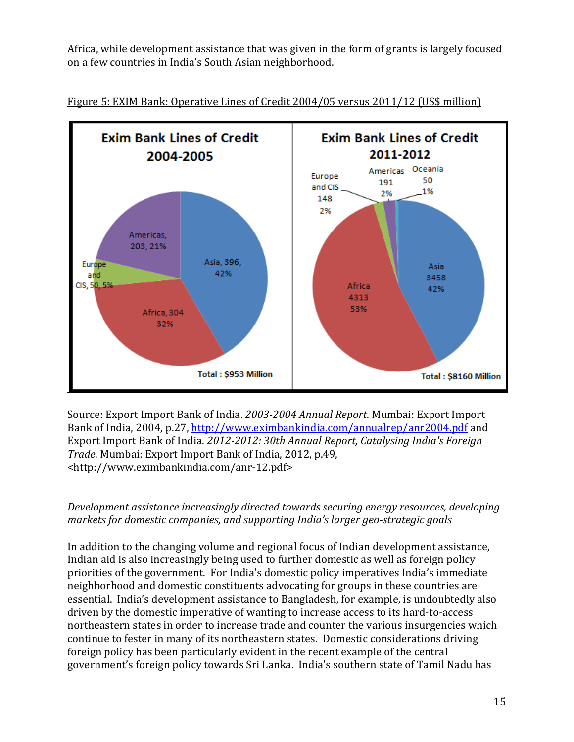Africa, while development assistance that was given in the form of grants is largely focused on a few countries in India's South Asian neighborhood.

Figure 5: EXIM Bank: Operative Lines of Credit 2004/05 versus 2011/12 (US$ million)

Source: Export Import Bank of India. *2003-2004 Annual Report*. Mumbai: Export Import Bank of India, 2004, p.27, http://www.eximbankindia.com/annualrep/anr2004.pdf and Export Import Bank of India. *2012-2012: 30th Annual Report, Catalysing India's Foreign Trade*. Mumbai: Export Import Bank of India, 2012, p.49, <http://www.eximbankindia.com/anr-12.pdf>

*Development assistance increasingly directed towards securing energy resources, developing markets for domestic companies, and supporting India's larger geo-strategic goals*

In addition to the changing volume and regional focus of Indian development assistance, Indian aid is also increasingly being used to further domestic as well as foreign policy priorities of the government. For India's domestic policy imperatives India's immediate neighborhood and domestic constituents advocating for groups in these countries are essential. India's development assistance to Bangladesh, for example, is undoubtedly also driven by the domestic imperative of wanting to increase access to its hard-to-access northeastern states in order to increase trade and counter the various insurgencies which continue to fester in many of its northeastern states. Domestic considerations driving foreign policy has been particularly evident in the recent example of the central government's foreign policy towards Sri Lanka. India's southern state of Tamil Nadu has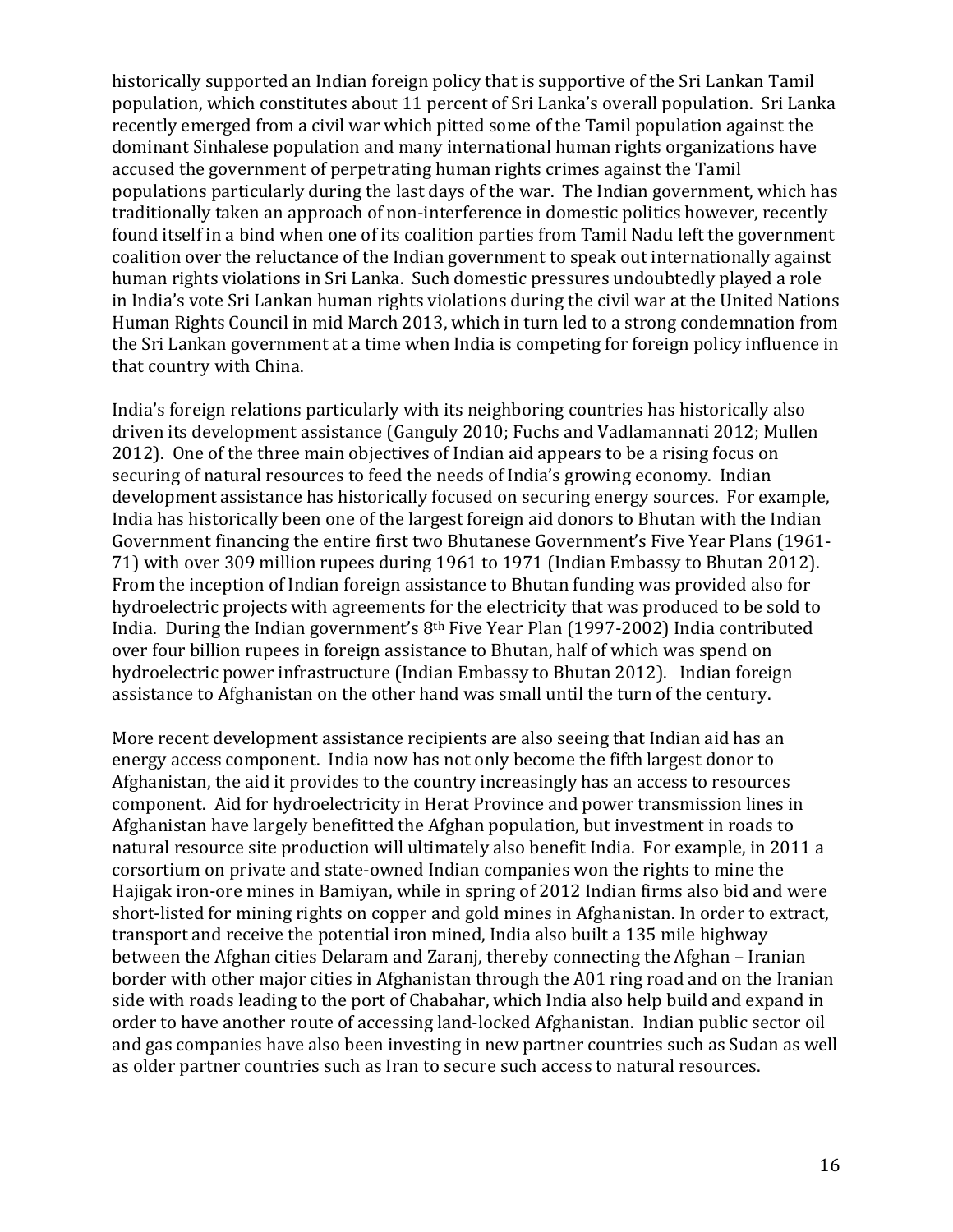historically supported an Indian foreign policy that is supportive of the Sri Lankan Tamil population, which constitutes about 11 percent of Sri Lanka's overall population. Sri Lanka recently emerged from a civil war which pitted some of the Tamil population against the dominant Sinhalese population and many international human rights organizations have accused the government of perpetrating human rights crimes against the Tamil populations particularly during the last days of the war. The Indian government, which has traditionally taken an approach of non-interference in domestic politics however, recently found itself in a bind when one of its coalition parties from Tamil Nadu left the government coalition over the reluctance of the Indian government to speak out internationally against human rights violations in Sri Lanka. Such domestic pressures undoubtedly played a role in India's vote Sri Lankan human rights violations during the civil war at the United Nations Human Rights Council in mid March 2013, which in turn led to a strong condemnation from the Sri Lankan government at a time when India is competing for foreign policy influence in that country with China.

India's foreign relations particularly with its neighboring countries has historically also driven its development assistance (Ganguly 2010; Fuchs and Vadlamannati 2012; Mullen 2012). One of the three main objectives of Indian aid appears to be a rising focus on securing of natural resources to feed the needs of India's growing economy. Indian development assistance has historically focused on securing energy sources. For example, India has historically been one of the largest foreign aid donors to Bhutan with the Indian Government financing the entire first two Bhutanese Government's Five Year Plans (1961-71) with over 309 million rupees during 1961 to 1971 (Indian Embassy to Bhutan 2012). From the inception of Indian foreign assistance to Bhutan funding was provided also for hydroelectric projects with agreements for the electricity that was produced to be sold to India. During the Indian government's 8th Five Year Plan (1997-2002) India contributed over four billion rupees in foreign assistance to Bhutan, half of which was spend on hydroelectric power infrastructure (Indian Embassy to Bhutan 2012). Indian foreign assistance to Afghanistan on the other hand was small until the turn of the century.

More recent development assistance recipients are also seeing that Indian aid has an energy access component. India now has not only become the fifth largest donor to Afghanistan, the aid it provides to the country increasingly has an access to resources component. Aid for hydroelectricity in Herat Province and power transmission lines in Afghanistan have largely benefitted the Afghan population, but investment in roads to natural resource site production will ultimately also benefit India. For example, in 2011 a corsortium on private and state-owned Indian companies won the rights to mine the Hajigak iron-ore mines in Bamiyan, while in spring of 2012 Indian firms also bid and were short-listed for mining rights on copper and gold mines in Afghanistan. In order to extract, transport and receive the potential iron mined, India also built a 135 mile highway between the Afghan cities Delaram and Zaranj, thereby connecting the Afghan – Iranian border with other major cities in Afghanistan through the A01 ring road and on the Iranian side with roads leading to the port of Chabahar, which India also help build and expand in order to have another route of accessing land-locked Afghanistan. Indian public sector oil and gas companies have also been investing in new partner countries such as Sudan as well as older partner countries such as Iran to secure such access to natural resources.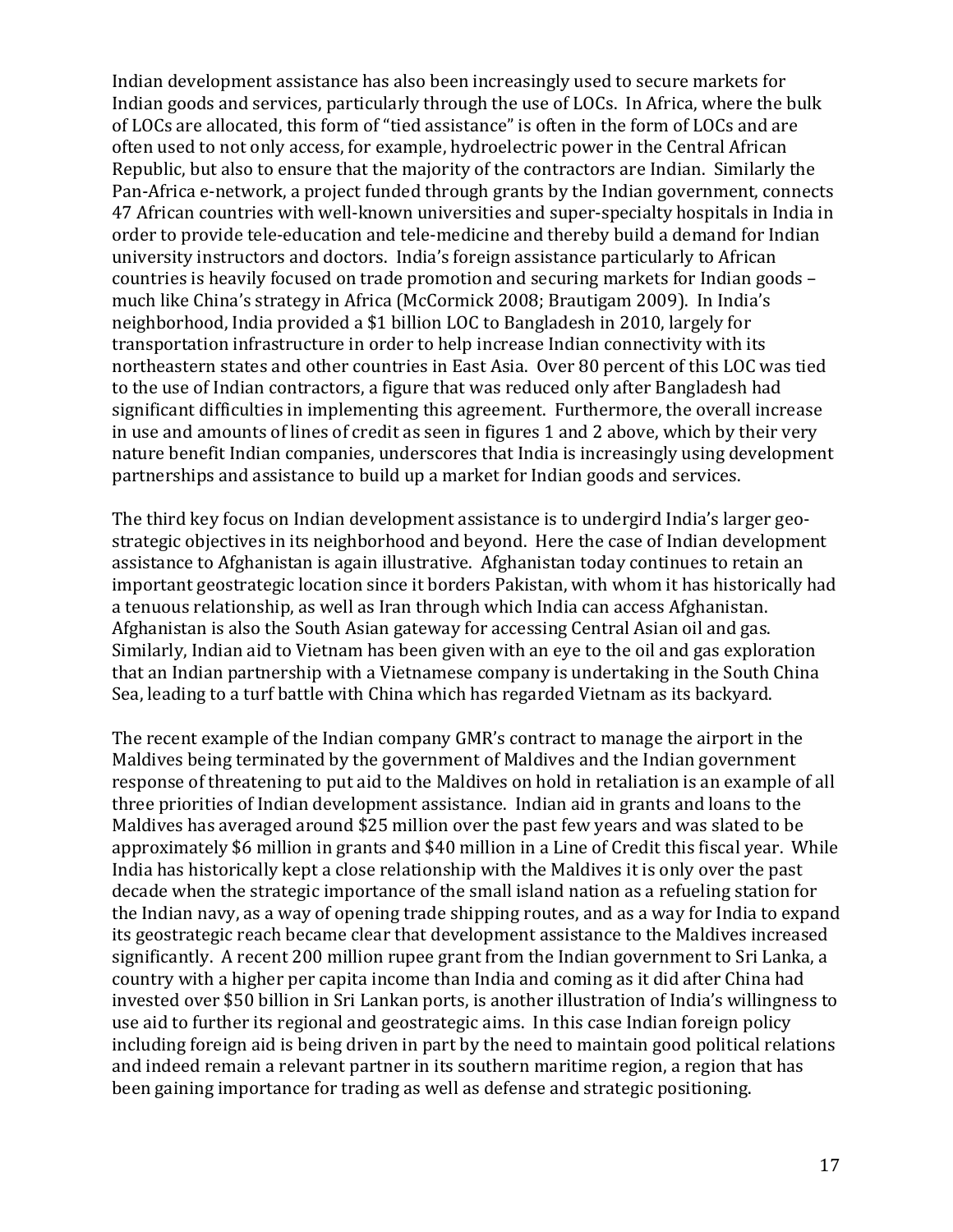Indian development assistance has also been increasingly used to secure markets for Indian goods and services, particularly through the use of LOCs. In Africa, where the bulk of LOCs are allocated, this form of "tied assistance" is often in the form of LOCs and are often used to not only access, for example, hydroelectric power in the Central African Republic, but also to ensure that the majority of the contractors are Indian. Similarly the Pan-Africa e-network, a project funded through grants by the Indian government, connects 47 African countries with well-known universities and super-specialty hospitals in India in order to provide tele-education and tele-medicine and thereby build a demand for Indian university instructors and doctors. India's foreign assistance particularly to African countries is heavily focused on trade promotion and securing markets for Indian goods – much like China's strategy in Africa (McCormick 2008; Brautigam 2009). In India's neighborhood, India provided a $1 billion LOC to Bangladesh in 2010, largely for transportation infrastructure in order to help increase Indian connectivity with its northeastern states and other countries in East Asia. Over 80 percent of this LOC was tied to the use of Indian contractors, a figure that was reduced only after Bangladesh had significant difficulties in implementing this agreement. Furthermore, the overall increase in use and amounts of lines of credit as seen in figures 1 and 2 above, which by their very nature benefit Indian companies, underscores that India is increasingly using development partnerships and assistance to build up a market for Indian goods and services.

The third key focus on Indian development assistance is to undergird India's larger geo-strategic objectives in its neighborhood and beyond. Here the case of Indian development assistance to Afghanistan is again illustrative. Afghanistan today continues to retain an important geostrategic location since it borders Pakistan, with whom it has historically had a tenuous relationship, as well as Iran through which India can access Afghanistan. Afghanistan is also the South Asian gateway for accessing Central Asian oil and gas. Similarly, Indian aid to Vietnam has been given with an eye to the oil and gas exploration that an Indian partnership with a Vietnamese company is undertaking in the South China Sea, leading to a turf battle with China which has regarded Vietnam as its backyard.

The recent example of the Indian company GMR's contract to manage the airport in the Maldives being terminated by the government of Maldives and the Indian government response of threatening to put aid to the Maldives on hold in retaliation is an example of all three priorities of Indian development assistance. Indian aid in grants and loans to the Maldives has averaged around $25 million over the past few years and was slated to be approximately $6 million in grants and $40 million in a Line of Credit this fiscal year. While India has historically kept a close relationship with the Maldives it is only over the past decade when the strategic importance of the small island nation as a refueling station for the Indian navy, as a way of opening trade shipping routes, and as a way for India to expand its geostrategic reach became clear that development assistance to the Maldives increased significantly. A recent 200 million rupee grant from the Indian government to Sri Lanka, a country with a higher per capita income than India and coming as it did after China had invested over $50 billion in Sri Lankan ports, is another illustration of India's willingness to use aid to further its regional and geostrategic aims. In this case Indian foreign policy including foreign aid is being driven in part by the need to maintain good political relations and indeed remain a relevant partner in its southern maritime region, a region that has been gaining importance for trading as well as defense and strategic positioning.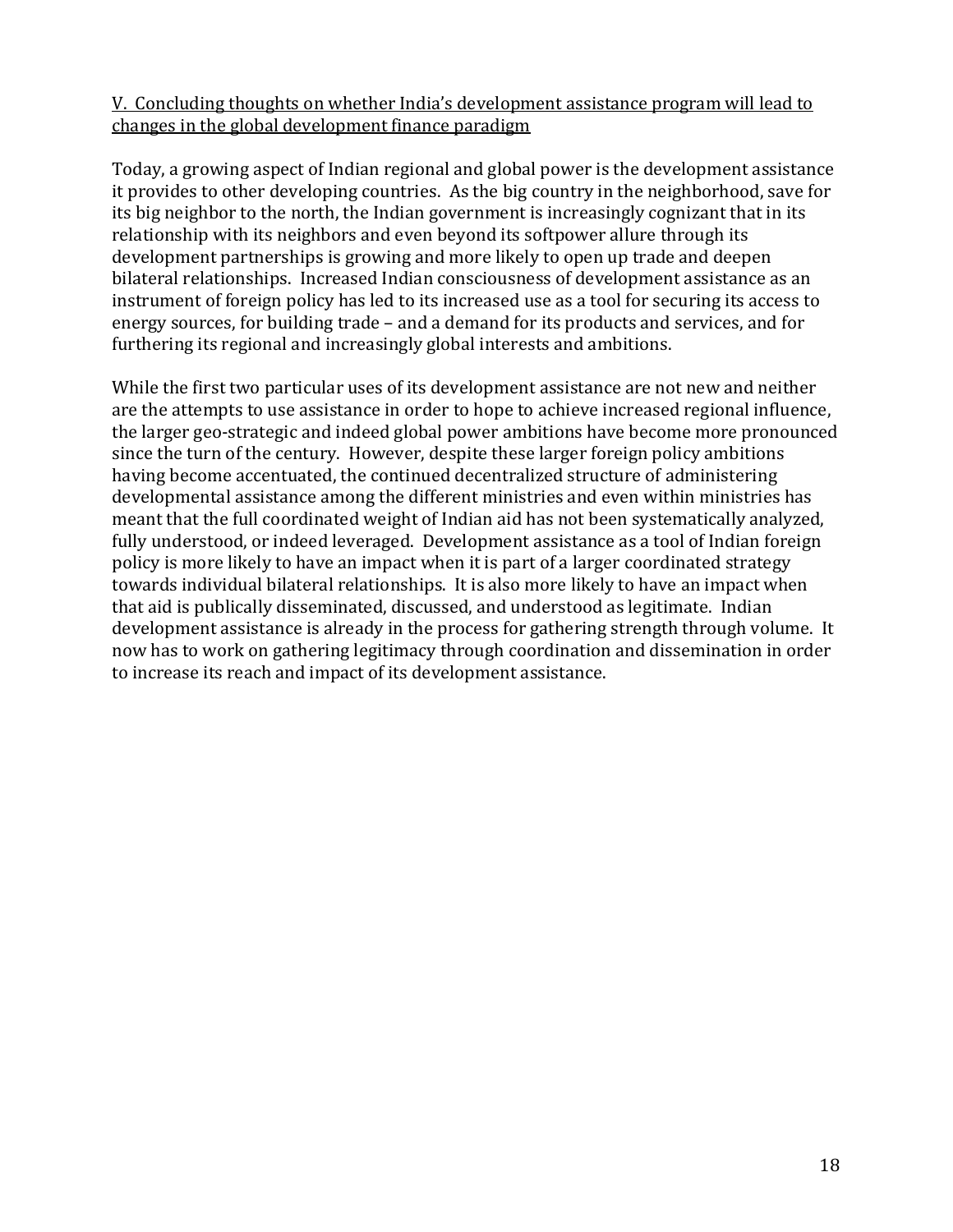## V. Concluding thoughts on whether India's development assistance program will lead to changes in the global development finance paradigm

Today, a growing aspect of Indian regional and global power is the development assistance it provides to other developing countries. As the big country in the neighborhood, save for its big neighbor to the north, the Indian government is increasingly cognizant that in its relationship with its neighbors and even beyond its softpower allure through its development partnerships is growing and more likely to open up trade and deepen bilateral relationships. Increased Indian consciousness of development assistance as an instrument of foreign policy has led to its increased use as a tool for securing its access to energy sources, for building trade – and a demand for its products and services, and for furthering its regional and increasingly global interests and ambitions.

While the first two particular uses of its development assistance are not new and neither are the attempts to use assistance in order to hope to achieve increased regional influence, the larger geo-strategic and indeed global power ambitions have become more pronounced since the turn of the century. However, despite these larger foreign policy ambitions having become accentuated, the continued decentralized structure of administering developmental assistance among the different ministries and even within ministries has meant that the full coordinated weight of Indian aid has not been systematically analyzed, fully understood, or indeed leveraged. Development assistance as a tool of Indian foreign policy is more likely to have an impact when it is part of a larger coordinated strategy towards individual bilateral relationships. It is also more likely to have an impact when that aid is publically disseminated, discussed, and understood as legitimate. Indian development assistance is already in the process for gathering strength through volume. It now has to work on gathering legitimacy through coordination and dissemination in order to increase its reach and impact of its development assistance.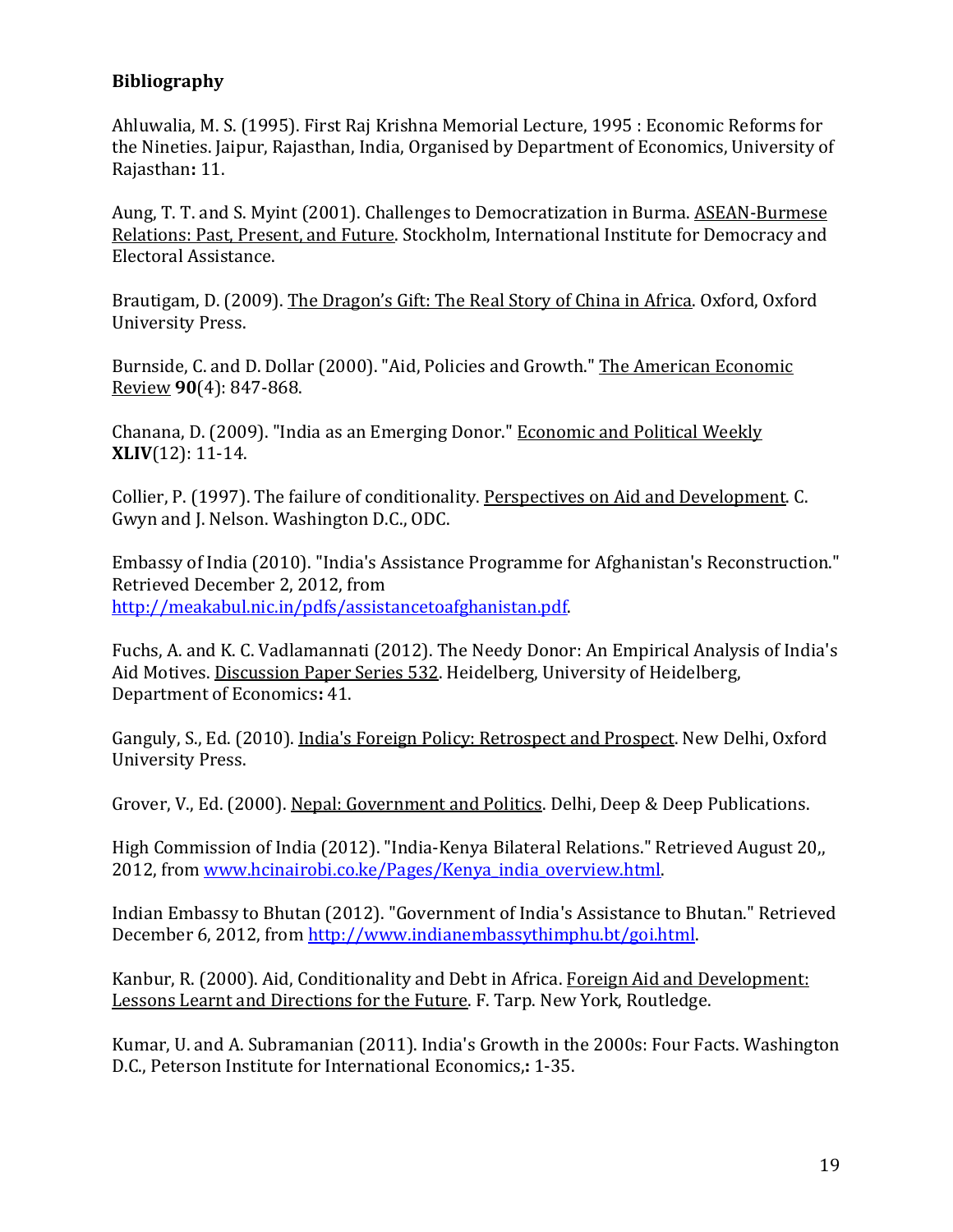**Bibliography**

Ahluwalia, M. S. (1995). First Raj Krishna Memorial Lecture, 1995 : Economic Reforms for the Nineties. Jaipur, Rajasthan, India, Organised by Department of Economics, University of Rajasthan**:** 11.

Aung, T. T. and S. Myint (2001). Challenges to Democratization in Burma. ASEAN-Burmese Relations: Past, Present, and Future. Stockholm, International Institute for Democracy and Electoral Assistance.

Brautigam, D. (2009). The Dragon's Gift: The Real Story of China in Africa. Oxford, Oxford University Press.

Burnside, C. and D. Dollar (2000). "Aid, Policies and Growth." The American Economic Review **90**(4): 847-868.

Chanana, D. (2009). "India as an Emerging Donor." Economic and Political Weekly **XLIV**(12): 11-14.

Collier, P. (1997). The failure of conditionality. Perspectives on Aid and Development. C. Gwyn and J. Nelson. Washington D.C., ODC.

Embassy of India (2010). "India's Assistance Programme for Afghanistan's Reconstruction." Retrieved December 2, 2012, from http://meakabul.nic.in/pdfs/assistancetoafghanistan.pdf.

Fuchs, A. and K. C. Vadlamannati (2012). The Needy Donor: An Empirical Analysis of India's Aid Motives. Discussion Paper Series 532. Heidelberg, University of Heidelberg, Department of Economics**:** 41.

Ganguly, S., Ed. (2010). India's Foreign Policy: Retrospect and Prospect. New Delhi, Oxford University Press.

Grover, V., Ed. (2000). Nepal: Government and Politics. Delhi, Deep & Deep Publications.

High Commission of India (2012). "India-Kenya Bilateral Relations." Retrieved August 20,, 2012, from www.hcinairobi.co.ke/Pages/Kenya_india_overview.html.

Indian Embassy to Bhutan (2012). "Government of India's Assistance to Bhutan." Retrieved December 6, 2012, from http://www.indianembassythimphu.bt/goi.html.

Kanbur, R. (2000). Aid, Conditionality and Debt in Africa. Foreign Aid and Development: Lessons Learnt and Directions for the Future. F. Tarp. New York, Routledge.

Kumar, U. and A. Subramanian (2011). India's Growth in the 2000s: Four Facts. Washington D.C., Peterson Institute for International Economics,**:** 1-35.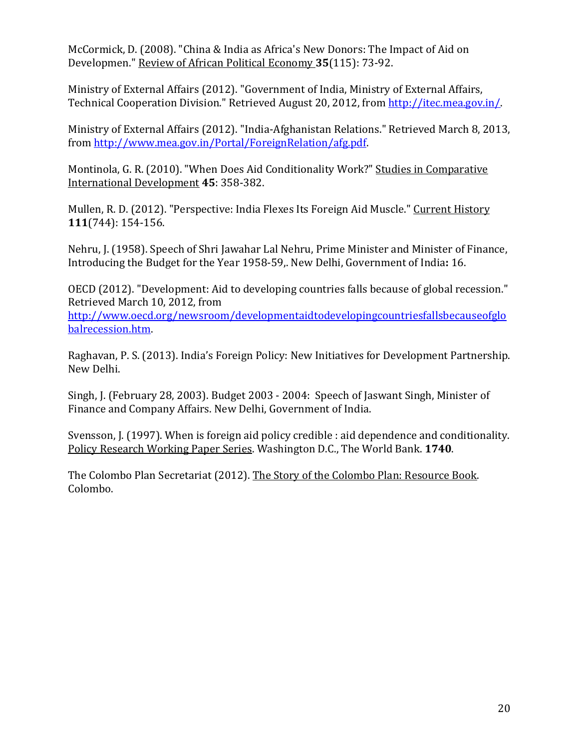McCormick, D. (2008). "China & India as Africa's New Donors: The Impact of Aid on Developmen." Review of African Political Economy **35**(115): 73-92.

Ministry of External Affairs (2012). "Government of India, Ministry of External Affairs, Technical Cooperation Division." Retrieved August 20, 2012, from http://itec.mea.gov.in/.

Ministry of External Affairs (2012). "India-Afghanistan Relations." Retrieved March 8, 2013, from http://www.mea.gov.in/Portal/ForeignRelation/afg.pdf.

Montinola, G. R. (2010). "When Does Aid Conditionality Work?" Studies in Comparative International Development **45**: 358-382.

Mullen, R. D. (2012). "Perspective: India Flexes Its Foreign Aid Muscle." Current History **111**(744): 154-156.

Nehru, J. (1958). Speech of Shri Jawahar Lal Nehru, Prime Minister and Minister of Finance, Introducing the Budget for the Year 1958-59,. New Delhi, Government of India**:** 16.

OECD (2012). "Development: Aid to developing countries falls because of global recession." Retrieved March 10, 2012, from http://www.oecd.org/newsroom/developmentaidtodevelopingcountriesfallsbecauseofglobalrecession.htm.

Raghavan, P. S. (2013). India's Foreign Policy: New Initiatives for Development Partnership. New Delhi.

Singh, J. (February 28, 2003). Budget 2003 - 2004: Speech of Jaswant Singh, Minister of Finance and Company Affairs. New Delhi, Government of India.

Svensson, J. (1997). When is foreign aid policy credible : aid dependence and conditionality. Policy Research Working Paper Series. Washington D.C., The World Bank. **1740**.

The Colombo Plan Secretariat (2012). The Story of the Colombo Plan: Resource Book. Colombo.